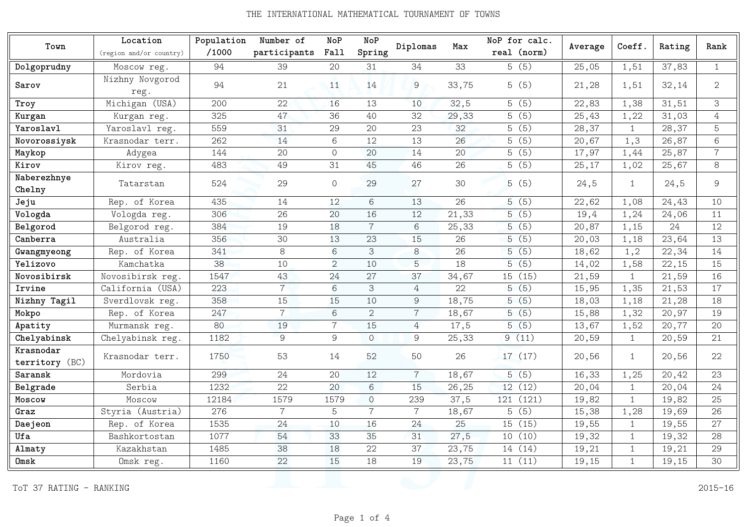# THE INTERNATIONAL MATHEMATICAL TOURNAMENT OF TOWNS

| Town | Location (region and/or country) | Population /1000 | Number of participants | NoP Fall | NoP Spring | Diplomas | Max | NoP for calc. real (norm) | Average | Coeff. | Rating | Rank |
|---|---|---|---|---|---|---|---|---|---|---|---|---|
| **Dolgoprudny** | Moscow reg. | 94 | 39 | 20 | 31 | 34 | 33 | 5 (5) | 25,05 | 1,51 | 37,83 | 1 |
| **Sarov** | Nizhny Novgorod reg. | 94 | 21 | 11 | 14 | 9 | 33,75 | 5 (5) | 21,28 | 1,51 | 32,14 | 2 |
| **Troy** | Michigan (USA) | 200 | 22 | 16 | 13 | 10 | 32,5 | 5 (5) | 22,83 | 1,38 | 31,51 | 3 |
| **Kurgan** | Kurgan reg. | 325 | 47 | 36 | 40 | 32 | 29,33 | 5 (5) | 25,43 | 1,22 | 31,03 | 4 |
| **Yaroslavl** | Yaroslavl reg. | 559 | 31 | 29 | 20 | 23 | 32 | 5 (5) | 28,37 | 1 | 28,37 | 5 |
| **Novorossiysk** | Krasnodar terr. | 262 | 14 | 6 | 12 | 13 | 26 | 5 (5) | 20,67 | 1,3 | 26,87 | 6 |
| **Maykop** | Adygea | 144 | 20 | 0 | 20 | 14 | 20 | 5 (5) | 17,97 | 1,44 | 25,87 | 7 |
| **Kirov** | Kirov reg. | 483 | 49 | 31 | 45 | 46 | 26 | 5 (5) | 25,17 | 1,02 | 25,67 | 8 |
| **Naberezhnye Chelny** | Tatarstan | 524 | 29 | 0 | 29 | 27 | 30 | 5 (5) | 24,5 | 1 | 24,5 | 9 |
| **Jeju** | Rep. of Korea | 435 | 14 | 12 | 6 | 13 | 26 | 5 (5) | 22,62 | 1,08 | 24,43 | 10 |
| **Vologda** | Vologda reg. | 306 | 26 | 20 | 16 | 12 | 21,33 | 5 (5) | 19,4 | 1,24 | 24,06 | 11 |
| **Belgorod** | Belgorod reg. | 384 | 19 | 18 | 7 | 6 | 25,33 | 5 (5) | 20,87 | 1,15 | 24 | 12 |
| **Canberra** | Australia | 356 | 30 | 13 | 23 | 15 | 26 | 5 (5) | 20,03 | 1,18 | 23,64 | 13 |
| **Gwangmyeong** | Rep. of Korea | 341 | 8 | 6 | 3 | 8 | 26 | 5 (5) | 18,62 | 1,2 | 22,34 | 14 |
| **Yelizovo** | Kamchatka | 38 | 10 | 2 | 10 | 5 | 18 | 5 (5) | 14,02 | 1,58 | 22,15 | 15 |
| **Novosibirsk** | Novosibirsk reg. | 1547 | 43 | 24 | 27 | 37 | 34,67 | 15 (15) | 21,59 | 1 | 21,59 | 16 |
| **Irvine** | California (USA) | 223 | 7 | 6 | 3 | 4 | 22 | 5 (5) | 15,95 | 1,35 | 21,53 | 17 |
| **Nizhny Tagil** | Sverdlovsk reg. | 358 | 15 | 15 | 10 | 9 | 18,75 | 5 (5) | 18,03 | 1,18 | 21,28 | 18 |
| **Mokpo** | Rep. of Korea | 247 | 7 | 6 | 2 | 7 | 18,67 | 5 (5) | 15,88 | 1,32 | 20,97 | 19 |
| **Apatity** | Murmansk reg. | 80 | 19 | 7 | 15 | 4 | 17,5 | 5 (5) | 13,67 | 1,52 | 20,77 | 20 |
| **Chelyabinsk** | Chelyabinsk reg. | 1182 | 9 | 9 | 0 | 9 | 25,33 | 9 (11) | 20,59 | 1 | 20,59 | 21 |
| **Krasnodar territory** (BC) | Krasnodar terr. | 1750 | 53 | 14 | 52 | 50 | 26 | 17 (17) | 20,56 | 1 | 20,56 | 22 |
| **Saransk** | Mordovia | 299 | 24 | 20 | 12 | 7 | 18,67 | 5 (5) | 16,33 | 1,25 | 20,42 | 23 |
| **Belgrade** | Serbia | 1232 | 22 | 20 | 6 | 15 | 26,25 | 12 (12) | 20,04 | 1 | 20,04 | 24 |
| **Moscow** | Moscow | 12184 | 1579 | 1579 | 0 | 239 | 37,5 | 121 (121) | 19,82 | 1 | 19,82 | 25 |
| **Graz** | Styria (Austria) | 276 | 7 | 5 | 7 | 7 | 18,67 | 5 (5) | 15,38 | 1,28 | 19,69 | 26 |
| **Daejeon** | Rep. of Korea | 1535 | 24 | 10 | 16 | 24 | 25 | 15 (15) | 19,55 | 1 | 19,55 | 27 |
| **Ufa** | Bashkortostan | 1077 | 54 | 33 | 35 | 31 | 27,5 | 10 (10) | 19,32 | 1 | 19,32 | 28 |
| **Almaty** | Kazakhstan | 1485 | 38 | 18 | 22 | 37 | 23,75 | 14 (14) | 19,21 | 1 | 19,21 | 29 |
| **Omsk** | Omsk reg. | 1160 | 22 | 15 | 18 | 19 | 23,75 | 11 (11) | 19,15 | 1 | 19,15 | 30 |

ToT 37 RATING - RANKING

2015-16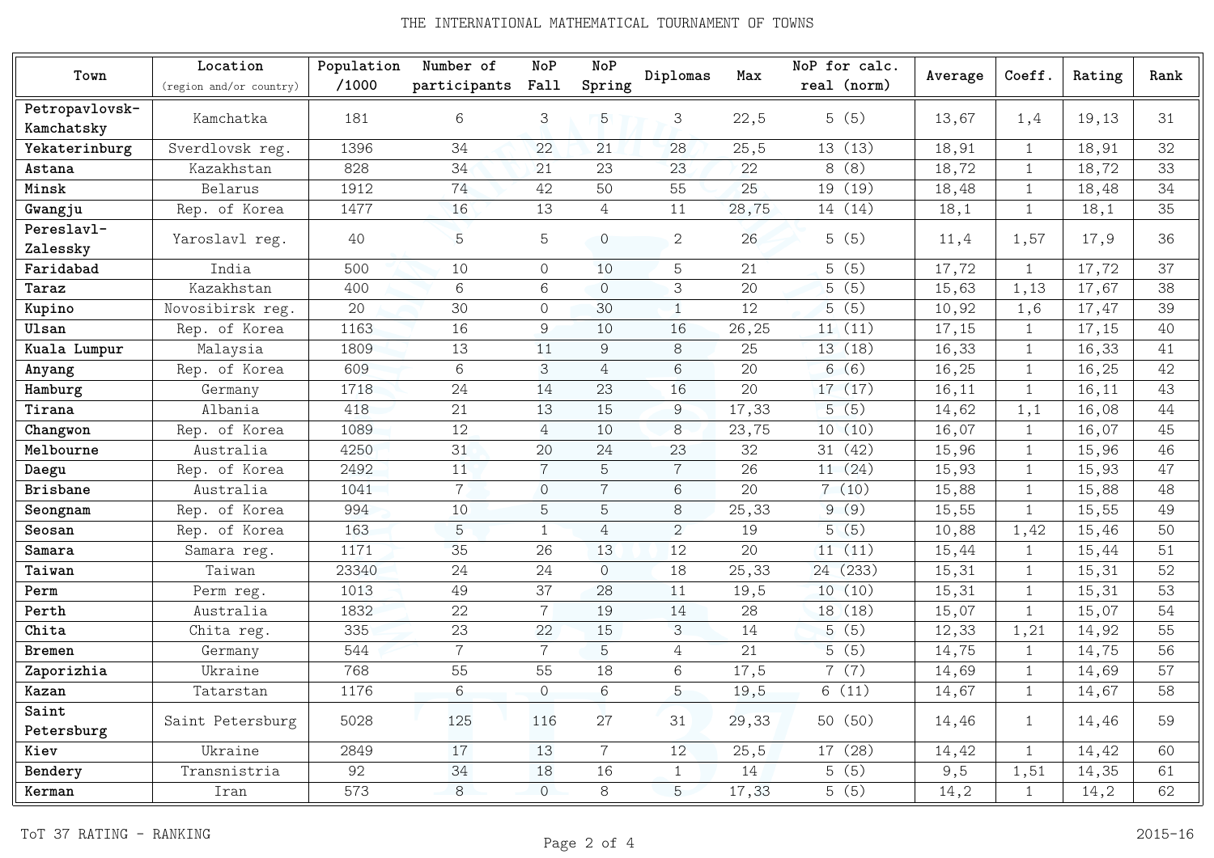| Town | Location (region and/or country) | Population /1000 | Number of participants | NoP Fall | NoP Spring | Diplomas | Max | NoP for calc. real (norm) | Average | Coeff. | Rating | Rank |
|---|---|---|---|---|---|---|---|---|---|---|---|---|
| **Petropavlovsk-Kamchatsky** | Kamchatka | 181 | 6 | 3 | 5 | 3 | 22,5 | 5 (5) | 13,67 | 1,4 | 19,13 | 31 |
| **Yekaterinburg** | Sverdlovsk reg. | 1396 | 34 | 22 | 21 | 28 | 25,5 | 13 (13) | 18,91 | 1 | 18,91 | 32 |
| **Astana** | Kazakhstan | 828 | 34 | 21 | 23 | 23 | 22 | 8 (8) | 18,72 | 1 | 18,72 | 33 |
| **Minsk** | Belarus | 1912 | 74 | 42 | 50 | 55 | 25 | 19 (19) | 18,48 | 1 | 18,48 | 34 |
| **Gwangju** | Rep. of Korea | 1477 | 16 | 13 | 4 | 11 | 28,75 | 14 (14) | 18,1 | 1 | 18,1 | 35 |
| **Pereslavl-Zalessky** | Yaroslavl reg. | 40 | 5 | 5 | 0 | 2 | 26 | 5 (5) | 11,4 | 1,57 | 17,9 | 36 |
| **Faridabad** | India | 500 | 10 | 0 | 10 | 5 | 21 | 5 (5) | 17,72 | 1 | 17,72 | 37 |
| **Taraz** | Kazakhstan | 400 | 6 | 6 | 0 | 3 | 20 | 5 (5) | 15,63 | 1,13 | 17,67 | 38 |
| **Kupino** | Novosibirsk reg. | 20 | 30 | 0 | 30 | 1 | 12 | 5 (5) | 10,92 | 1,6 | 17,47 | 39 |
| **Ulsan** | Rep. of Korea | 1163 | 16 | 9 | 10 | 16 | 26,25 | 11 (11) | 17,15 | 1 | 17,15 | 40 |
| **Kuala Lumpur** | Malaysia | 1809 | 13 | 11 | 9 | 8 | 25 | 13 (18) | 16,33 | 1 | 16,33 | 41 |
| **Anyang** | Rep. of Korea | 609 | 6 | 3 | 4 | 6 | 20 | 6 (6) | 16,25 | 1 | 16,25 | 42 |
| **Hamburg** | Germany | 1718 | 24 | 14 | 23 | 16 | 20 | 17 (17) | 16,11 | 1 | 16,11 | 43 |
| **Tirana** | Albania | 418 | 21 | 13 | 15 | 9 | 17,33 | 5 (5) | 14,62 | 1,1 | 16,08 | 44 |
| **Changwon** | Rep. of Korea | 1089 | 12 | 4 | 10 | 8 | 23,75 | 10 (10) | 16,07 | 1 | 16,07 | 45 |
| **Melbourne** | Australia | 4250 | 31 | 20 | 24 | 23 | 32 | 31 (42) | 15,96 | 1 | 15,96 | 46 |
| **Daegu** | Rep. of Korea | 2492 | 11 | 7 | 5 | 7 | 26 | 11 (24) | 15,93 | 1 | 15,93 | 47 |
| **Brisbane** | Australia | 1041 | 7 | 0 | 7 | 6 | 20 | 7 (10) | 15,88 | 1 | 15,88 | 48 |
| **Seongnam** | Rep. of Korea | 994 | 10 | 5 | 5 | 8 | 25,33 | 9 (9) | 15,55 | 1 | 15,55 | 49 |
| **Seosan** | Rep. of Korea | 163 | 5 | 1 | 4 | 2 | 19 | 5 (5) | 10,88 | 1,42 | 15,46 | 50 |
| **Samara** | Samara reg. | 1171 | 35 | 26 | 13 | 12 | 20 | 11 (11) | 15,44 | 1 | 15,44 | 51 |
| **Taiwan** | Taiwan | 23340 | 24 | 24 | 0 | 18 | 25,33 | 24 (233) | 15,31 | 1 | 15,31 | 52 |
| **Perm** | Perm reg. | 1013 | 49 | 37 | 28 | 11 | 19,5 | 10 (10) | 15,31 | 1 | 15,31 | 53 |
| **Perth** | Australia | 1832 | 22 | 7 | 19 | 14 | 28 | 18 (18) | 15,07 | 1 | 15,07 | 54 |
| **Chita** | Chita reg. | 335 | 23 | 22 | 15 | 3 | 14 | 5 (5) | 12,33 | 1,21 | 14,92 | 55 |
| **Bremen** | Germany | 544 | 7 | 7 | 5 | 4 | 21 | 5 (5) | 14,75 | 1 | 14,75 | 56 |
| **Zaporizhia** | Ukraine | 768 | 55 | 55 | 18 | 6 | 17,5 | 7 (7) | 14,69 | 1 | 14,69 | 57 |
| **Kazan** | Tatarstan | 1176 | 6 | 0 | 6 | 5 | 19,5 | 6 (11) | 14,67 | 1 | 14,67 | 58 |
| **Saint Petersburg** | Saint Petersburg | 5028 | 125 | 116 | 27 | 31 | 29,33 | 50 (50) | 14,46 | 1 | 14,46 | 59 |
| **Kiev** | Ukraine | 2849 | 17 | 13 | 7 | 12 | 25,5 | 17 (28) | 14,42 | 1 | 14,42 | 60 |
| **Bendery** | Transnistria | 92 | 34 | 18 | 16 | 1 | 14 | 5 (5) | 9,5 | 1,51 | 14,35 | 61 |
| **Kerman** | Iran | 573 | 8 | 0 | 8 | 5 | 17,33 | 5 (5) | 14,2 | 1 | 14,2 | 62 |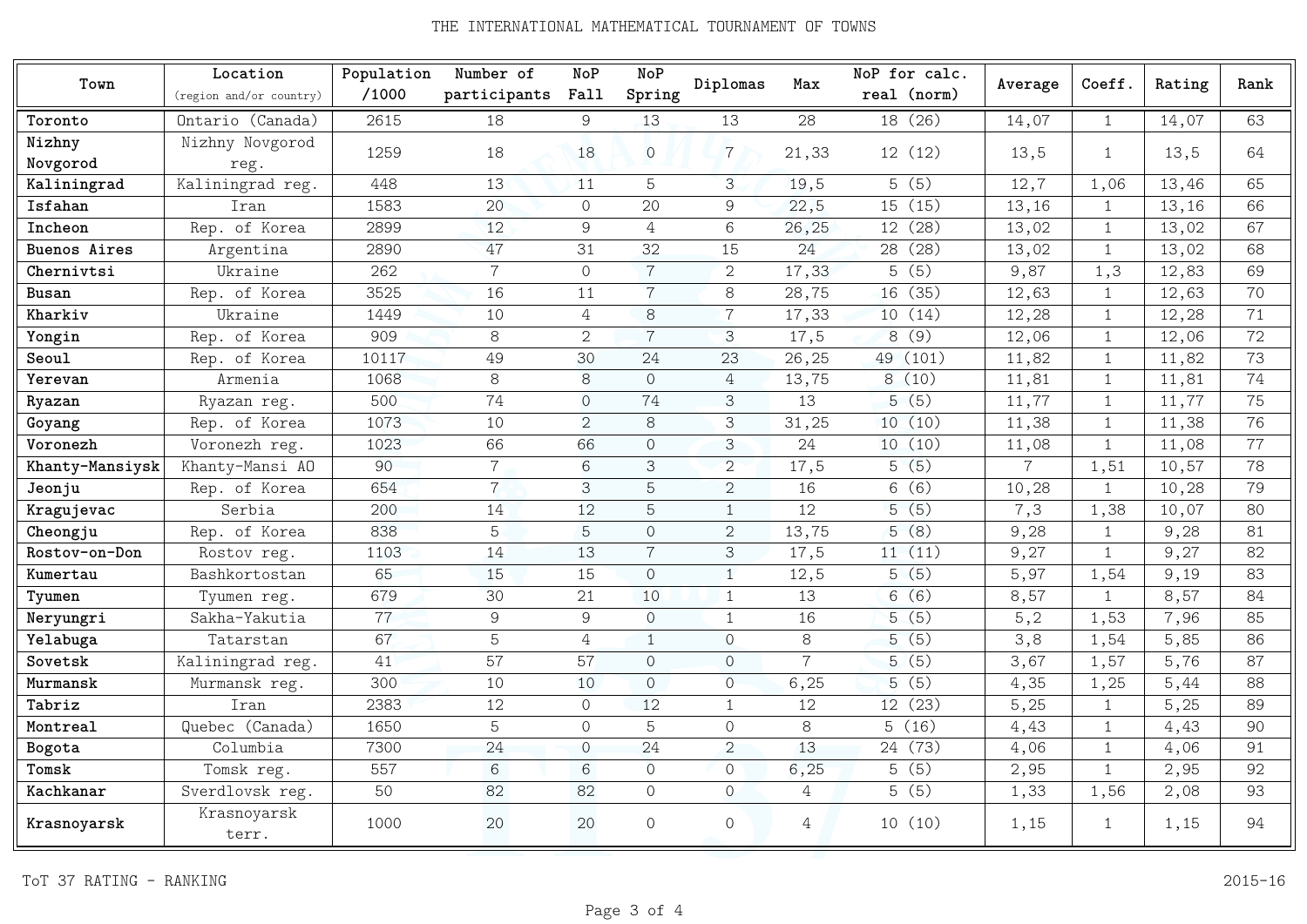| Town | Location (region and/or country) | Population /1000 | Number of participants | NoP Fall | NoP Spring | Diplomas | Max | NoP for calc. real (norm) | Average | Coeff. | Rating | Rank |
|---|---|---|---|---|---|---|---|---|---|---|---|---|
| **Toronto** | Ontario (Canada) | 2615 | 18 | 9 | 13 | 13 | 28 | 18 (26) | 14,07 | 1 | 14,07 | 63 |
| **Nizhny Novgorod** | Nizhny Novgorod reg. | 1259 | 18 | 18 | 0 | 7 | 21,33 | 12 (12) | 13,5 | 1 | 13,5 | 64 |
| **Kaliningrad** | Kaliningrad reg. | 448 | 13 | 11 | 5 | 3 | 19,5 | 5 (5) | 12,7 | 1,06 | 13,46 | 65 |
| **Isfahan** | Iran | 1583 | 20 | 0 | 20 | 9 | 22,5 | 15 (15) | 13,16 | 1 | 13,16 | 66 |
| **Incheon** | Rep. of Korea | 2899 | 12 | 9 | 4 | 6 | 26,25 | 12 (28) | 13,02 | 1 | 13,02 | 67 |
| **Buenos Aires** | Argentina | 2890 | 47 | 31 | 32 | 15 | 24 | 28 (28) | 13,02 | 1 | 13,02 | 68 |
| **Chernivtsi** | Ukraine | 262 | 7 | 0 | 7 | 2 | 17,33 | 5 (5) | 9,87 | 1,3 | 12,83 | 69 |
| **Busan** | Rep. of Korea | 3525 | 16 | 11 | 7 | 8 | 28,75 | 16 (35) | 12,63 | 1 | 12,63 | 70 |
| **Kharkiv** | Ukraine | 1449 | 10 | 4 | 8 | 7 | 17,33 | 10 (14) | 12,28 | 1 | 12,28 | 71 |
| **Yongin** | Rep. of Korea | 909 | 8 | 2 | 7 | 3 | 17,5 | 8 (9) | 12,06 | 1 | 12,06 | 72 |
| **Seoul** | Rep. of Korea | 10117 | 49 | 30 | 24 | 23 | 26,25 | 49 (101) | 11,82 | 1 | 11,82 | 73 |
| **Yerevan** | Armenia | 1068 | 8 | 8 | 0 | 4 | 13,75 | 8 (10) | 11,81 | 1 | 11,81 | 74 |
| **Ryazan** | Ryazan reg. | 500 | 74 | 0 | 74 | 3 | 13 | 5 (5) | 11,77 | 1 | 11,77 | 75 |
| **Goyang** | Rep. of Korea | 1073 | 10 | 2 | 8 | 3 | 31,25 | 10 (10) | 11,38 | 1 | 11,38 | 76 |
| **Voronezh** | Voronezh reg. | 1023 | 66 | 66 | 0 | 3 | 24 | 10 (10) | 11,08 | 1 | 11,08 | 77 |
| **Khanty-Mansiysk** | Khanty-Mansi AO | 90 | 7 | 6 | 3 | 2 | 17,5 | 5 (5) | 7 | 1,51 | 10,57 | 78 |
| **Jeonju** | Rep. of Korea | 654 | 7 | 3 | 5 | 2 | 16 | 6 (6) | 10,28 | 1 | 10,28 | 79 |
| **Kragujevac** | Serbia | 200 | 14 | 12 | 5 | 1 | 12 | 5 (5) | 7,3 | 1,38 | 10,07 | 80 |
| **Cheongju** | Rep. of Korea | 838 | 5 | 5 | 0 | 2 | 13,75 | 5 (8) | 9,28 | 1 | 9,28 | 81 |
| **Rostov-on-Don** | Rostov reg. | 1103 | 14 | 13 | 7 | 3 | 17,5 | 11 (11) | 9,27 | 1 | 9,27 | 82 |
| **Kumertau** | Bashkortostan | 65 | 15 | 15 | 0 | 1 | 12,5 | 5 (5) | 5,97 | 1,54 | 9,19 | 83 |
| **Tyumen** | Tyumen reg. | 679 | 30 | 21 | 10 | 1 | 13 | 6 (6) | 8,57 | 1 | 8,57 | 84 |
| **Neryungri** | Sakha-Yakutia | 77 | 9 | 9 | 0 | 1 | 16 | 5 (5) | 5,2 | 1,53 | 7,96 | 85 |
| **Yelabuga** | Tatarstan | 67 | 5 | 4 | 1 | 0 | 8 | 5 (5) | 3,8 | 1,54 | 5,85 | 86 |
| **Sovetsk** | Kaliningrad reg. | 41 | 57 | 57 | 0 | 0 | 7 | 5 (5) | 3,67 | 1,57 | 5,76 | 87 |
| **Murmansk** | Murmansk reg. | 300 | 10 | 10 | 0 | 0 | 6,25 | 5 (5) | 4,35 | 1,25 | 5,44 | 88 |
| **Tabriz** | Iran | 2383 | 12 | 0 | 12 | 1 | 12 | 12 (23) | 5,25 | 1 | 5,25 | 89 |
| **Montreal** | Quebec (Canada) | 1650 | 5 | 0 | 5 | 0 | 8 | 5 (16) | 4,43 | 1 | 4,43 | 90 |
| **Bogota** | Columbia | 7300 | 24 | 0 | 24 | 2 | 13 | 24 (73) | 4,06 | 1 | 4,06 | 91 |
| **Tomsk** | Tomsk reg. | 557 | 6 | 6 | 0 | 0 | 6,25 | 5 (5) | 2,95 | 1 | 2,95 | 92 |
| **Kachkanar** | Sverdlovsk reg. | 50 | 82 | 82 | 0 | 0 | 4 | 5 (5) | 1,33 | 1,56 | 2,08 | 93 |
| **Krasnoyarsk** | Krasnoyarsk terr. | 1000 | 20 | 20 | 0 | 0 | 4 | 10 (10) | 1,15 | 1 | 1,15 | 94 |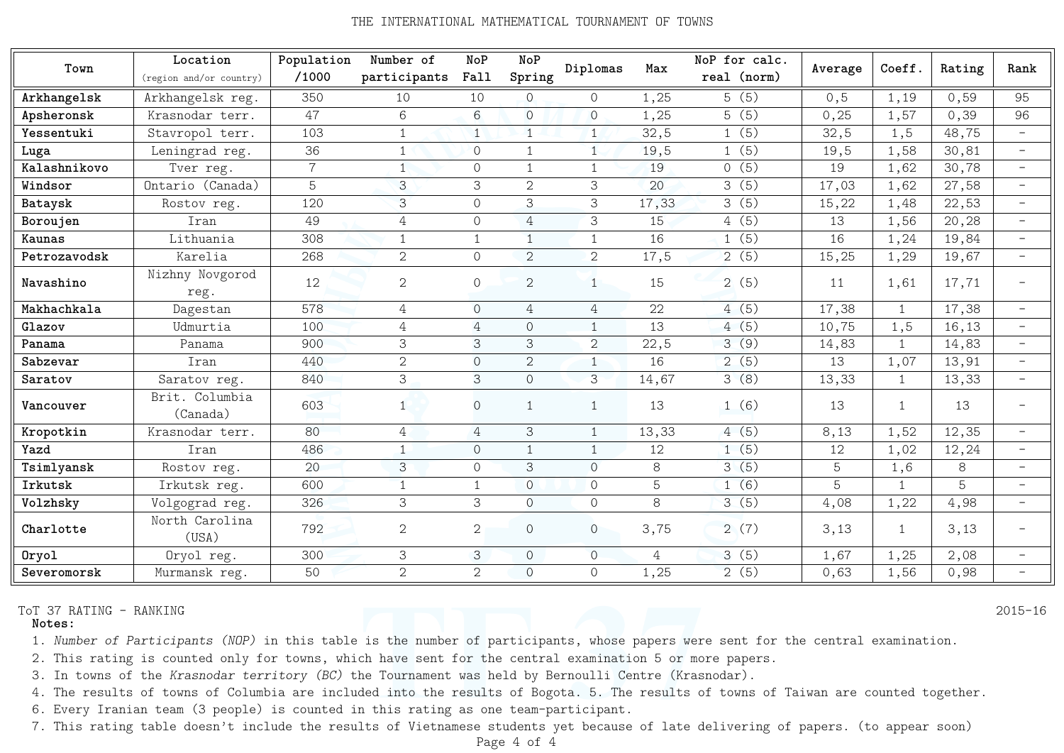| Town | Location (region and/or country) | Population /1000 | Number of participants | NoP Fall | NoP Spring | Diplomas | Max | NoP for calc. real (norm) | Average | Coeff. | Rating | Rank |
|---|---|---|---|---|---|---|---|---|---|---|---|---|
| **Arkhangelsk** | Arkhangelsk reg. | 350 | 10 | 10 | 0 | 0 | 1,25 | 5 (5) | 0,5 | 1,19 | 0,59 | 95 |
| **Apsheronsk** | Krasnodar terr. | 47 | 6 | 6 | 0 | 0 | 1,25 | 5 (5) | 0,25 | 1,57 | 0,39 | 96 |
| **Yessentuki** | Stavropol terr. | 103 | 1 | 1 | 1 | 1 | 32,5 | 1 (5) | 32,5 | 1,5 | 48,75 | - |
| **Luga** | Leningrad reg. | 36 | 1 | 0 | 1 | 1 | 19,5 | 1 (5) | 19,5 | 1,58 | 30,81 | - |
| **Kalashnikovo** | Tver reg. | 7 | 1 | 0 | 1 | 1 | 19 | 0 (5) | 19 | 1,62 | 30,78 | - |
| **Windsor** | Ontario (Canada) | 5 | 3 | 3 | 2 | 3 | 20 | 3 (5) | 17,03 | 1,62 | 27,58 | - |
| **Bataysk** | Rostov reg. | 120 | 3 | 0 | 3 | 3 | 17,33 | 3 (5) | 15,22 | 1,48 | 22,53 | - |
| **Boroujen** | Iran | 49 | 4 | 0 | 4 | 3 | 15 | 4 (5) | 13 | 1,56 | 20,28 | - |
| **Kaunas** | Lithuania | 308 | 1 | 1 | 1 | 1 | 16 | 1 (5) | 16 | 1,24 | 19,84 | - |
| **Petrozavodsk** | Karelia | 268 | 2 | 0 | 2 | 2 | 17,5 | 2 (5) | 15,25 | 1,29 | 19,67 | - |
| **Navashino** | Nizhny Novgorod reg. | 12 | 2 | 0 | 2 | 1 | 15 | 2 (5) | 11 | 1,61 | 17,71 | - |
| **Makhachkala** | Dagestan | 578 | 4 | 0 | 4 | 4 | 22 | 4 (5) | 17,38 | 1 | 17,38 | - |
| **Glazov** | Udmurtia | 100 | 4 | 4 | 0 | 1 | 13 | 4 (5) | 10,75 | 1,5 | 16,13 | - |
| **Panama** | Panama | 900 | 3 | 3 | 3 | 2 | 22,5 | 3 (9) | 14,83 | 1 | 14,83 | - |
| **Sabzevar** | Iran | 440 | 2 | 0 | 2 | 1 | 16 | 2 (5) | 13 | 1,07 | 13,91 | - |
| **Saratov** | Saratov reg. | 840 | 3 | 3 | 0 | 3 | 14,67 | 3 (8) | 13,33 | 1 | 13,33 | - |
| **Vancouver** | Brit. Columbia (Canada) | 603 | 1 | 0 | 1 | 1 | 13 | 1 (6) | 13 | 1 | 13 | - |
| **Kropotkin** | Krasnodar terr. | 80 | 4 | 4 | 3 | 1 | 13,33 | 4 (5) | 8,13 | 1,52 | 12,35 | - |
| **Yazd** | Iran | 486 | 1 | 0 | 1 | 1 | 12 | 1 (5) | 12 | 1,02 | 12,24 | - |
| **Tsimlyansk** | Rostov reg. | 20 | 3 | 0 | 3 | 0 | 8 | 3 (5) | 5 | 1,6 | 8 | - |
| **Irkutsk** | Irkutsk reg. | 600 | 1 | 1 | 0 | 0 | 5 | 1 (6) | 5 | 1 | 5 | - |
| **Volzhsky** | Volgograd reg. | 326 | 3 | 3 | 0 | 0 | 8 | 3 (5) | 4,08 | 1,22 | 4,98 | - |
| **Charlotte** | North Carolina (USA) | 792 | 2 | 2 | 0 | 0 | 3,75 | 2 (7) | 3,13 | 1 | 3,13 | - |
| **Oryol** | Oryol reg. | 300 | 3 | 3 | 0 | 0 | 4 | 3 (5) | 1,67 | 1,25 | 2,08 | - |
| **Severomorsk** | Murmansk reg. | 50 | 2 | 2 | 0 | 0 | 1,25 | 2 (5) | 0,63 | 1,56 | 0,98 | - |

**Notes:**

1. *Number of Participants (NOP)* in this table is the number of participants, whose papers were sent for the central examination.
2. This rating is counted only for towns, which have sent for the central examination 5 or more papers.
3. In towns of the *Krasnodar territory (BC)* the Tournament was held by Bernoulli Centre (Krasnodar).
4. The results of towns of Columbia are included into the results of Bogota. 5. The results of towns of Taiwan are counted together.
6. Every Iranian team (3 people) is counted in this rating as one team-participant.
7. This rating table doesn't include the results of Vietnamese students yet because of late delivering of papers. (to appear soon)